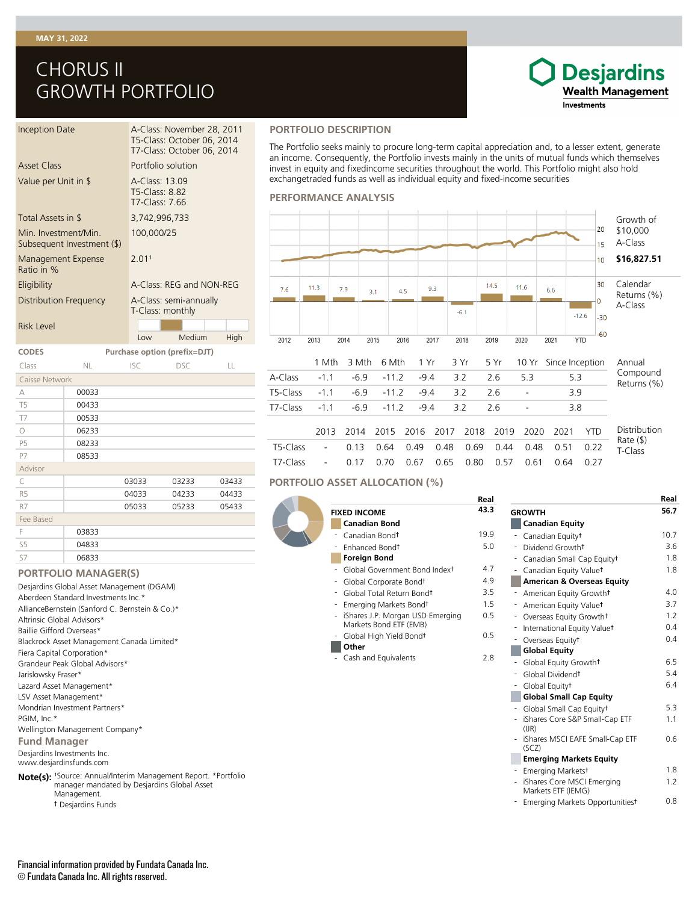MAY 31, 2022

# CHORUS II GROWTH PORTFOLIO

Desjardins Wealth Management Investments

| | |
|---|---|
| Inception Date | A-Class: November 28, 2011<br>T5-Class: October 06, 2014<br>T7-Class: October 06, 2014 |
| Asset Class | Portfolio solution |
| Value per Unit in $ | A-Class: 13.09<br>T5-Class: 8.82<br>T7-Class: 7.66 |
| Total Assets in $ | 3,742,996,733 |
| Min. Investment/Min. Subsequent Investment ($) | 100,000/25 |
| Management Expense Ratio in % | 2.01[1] |
| Eligibility | A-Class: REG and NON-REG |
| Distribution Frequency | A-Class: semi-annually<br>T-Class: monthly |
| Risk Level | Low / Medium / High |

**CODES** — Purchase option (prefix=DJT)

| Class | NL | ISC | DSC | LL |
|---|---|---|---|---|
| **Caisse Network** | | | | |
| A | 00033 | | | |
| T5 | 00433 | | | |
| T7 | 00533 | | | |
| O | 06233 | | | |
| P5 | 08233 | | | |
| P7 | 08533 | | | |
| **Advisor** | | | | |
| C | | 03033 | 03233 | 03433 |
| R5 | | 04033 | 04233 | 04433 |
| R7 | | 05033 | 05233 | 05433 |
| **Fee Based** | | | | |
| F | 03833 | | | |
| S5 | 04833 | | | |
| S7 | 06833 | | | |

## PORTFOLIO MANAGER(S)

Desjardins Global Asset Management (DGAM)
Aberdeen Standard Investments Inc.*
AllianceBernstein (Sanford C. Bernstein & Co.)*
Altrinsic Global Advisors*
Baillie Gifford Overseas*
Blackrock Asset Management Canada Limited*
Fiera Capital Corporation*
Grandeur Peak Global Advisors*
Jarislowsky Fraser*
Lazard Asset Management*
LSV Asset Management*
Mondrian Investment Partners*
PGIM, Inc.*
Wellington Management Company*

## Fund Manager

Desjardins Investments Inc.
www.desjardinsfunds.com

**Note(s):** [1]Source: Annual/Interim Management Report. *Portfolio manager mandated by Desjardins Global Asset Management.
† Desjardins Funds

## PORTFOLIO DESCRIPTION

The Portfolio seeks mainly to procure long-term capital appreciation and, to a lesser extent, generate an income. Consequently, the Portfolio invests mainly in the units of mutual funds which themselves invest in equity and fixedincome securities throughout the world. This Portfolio might also hold exchangetraded funds as well as individual equity and fixed-income securities

## PERFORMANCE ANALYSIS

Growth of $10,000 A-Class
**$16,827.51**

20
15
10

Calendar Returns (%) A-Class

30
0
-30
-60

7.6 11.3 7.9 3.1 4.5 9.3 -6.1 14.5 11.6 6.6 -12.6

2012 2013 2014 2015 2016 2017 2018 2019 2020 2021 YTD

Annual Compound Returns (%)

| | 1 Mth | 3 Mth | 6 Mth | 1 Yr | 3 Yr | 5 Yr | 10 Yr | Since Inception |
|---|---|---|---|---|---|---|---|---|
| A-Class | -1.1 | -6.9 | -11.2 | -9.4 | 3.2 | 2.6 | 5.3 | 5.3 |
| T5-Class | -1.1 | -6.9 | -11.2 | -9.4 | 3.2 | 2.6 | - | 3.9 |
| T7-Class | -1.1 | -6.9 | -11.2 | -9.4 | 3.2 | 2.6 | - | 3.8 |

Distribution Rate ($) T-Class

| | 2013 | 2014 | 2015 | 2016 | 2017 | 2018 | 2019 | 2020 | 2021 | YTD |
|---|---|---|---|---|---|---|---|---|---|---|
| T5-Class | - | 0.13 | 0.64 | 0.49 | 0.48 | 0.69 | 0.44 | 0.48 | 0.51 | 0.22 |
| T7-Class | - | 0.17 | 0.70 | 0.67 | 0.65 | 0.80 | 0.57 | 0.61 | 0.64 | 0.27 |

## PORTFOLIO ASSET ALLOCATION (%)

| | Real |
|---|---|
| **FIXED INCOME** | **43.3** |
| **Canadian Bond** | |
| - Canadian Bond† | 19.9 |
| - Enhanced Bond† | 5.0 |
| **Foreign Bond** | |
| - Global Government Bond Index† | 4.7 |
| - Global Corporate Bond† | 4.9 |
| - Global Total Return Bond† | 3.5 |
| - Emerging Markets Bond† | 1.5 |
| - iShares J.P. Morgan USD Emerging Markets Bond ETF (EMB) | 0.5 |
| - Global High Yield Bond† | 0.5 |
| **Other** | |
| - Cash and Equivalents | 2.8 |

| | Real |
|---|---|
| **GROWTH** | **56.7** |
| **Canadian Equity** | |
| - Canadian Equity† | 10.7 |
| - Dividend Growth† | 3.6 |
| - Canadian Small Cap Equity† | 1.8 |
| - Canadian Equity Value† | 1.8 |
| **American & Overseas Equity** | |
| - American Equity Growth† | 4.0 |
| - American Equity Value† | 3.7 |
| - Overseas Equity Growth† | 1.2 |
| - International Equity Value† | 0.4 |
| - Overseas Equity† | 0.4 |
| **Global Equity** | |
| - Global Equity Growth† | 6.5 |
| - Global Dividend† | 5.4 |
| - Global Equity† | 6.4 |
| **Global Small Cap Equity** | |
| - Global Small Cap Equity† | 5.3 |
| - iShares Core S&P Small-Cap ETF (IJR) | 1.1 |
| - iShares MSCI EAFE Small-Cap ETF (SCZ) | 0.6 |
| **Emerging Markets Equity** | |
| - Emerging Markets† | 1.8 |
| - iShares Core MSCI Emerging Markets ETF (IEMG) | 1.2 |
| - Emerging Markets Opportunities† | 0.8 |

Financial information provided by Fundata Canada Inc.
© Fundata Canada Inc. All rights reserved.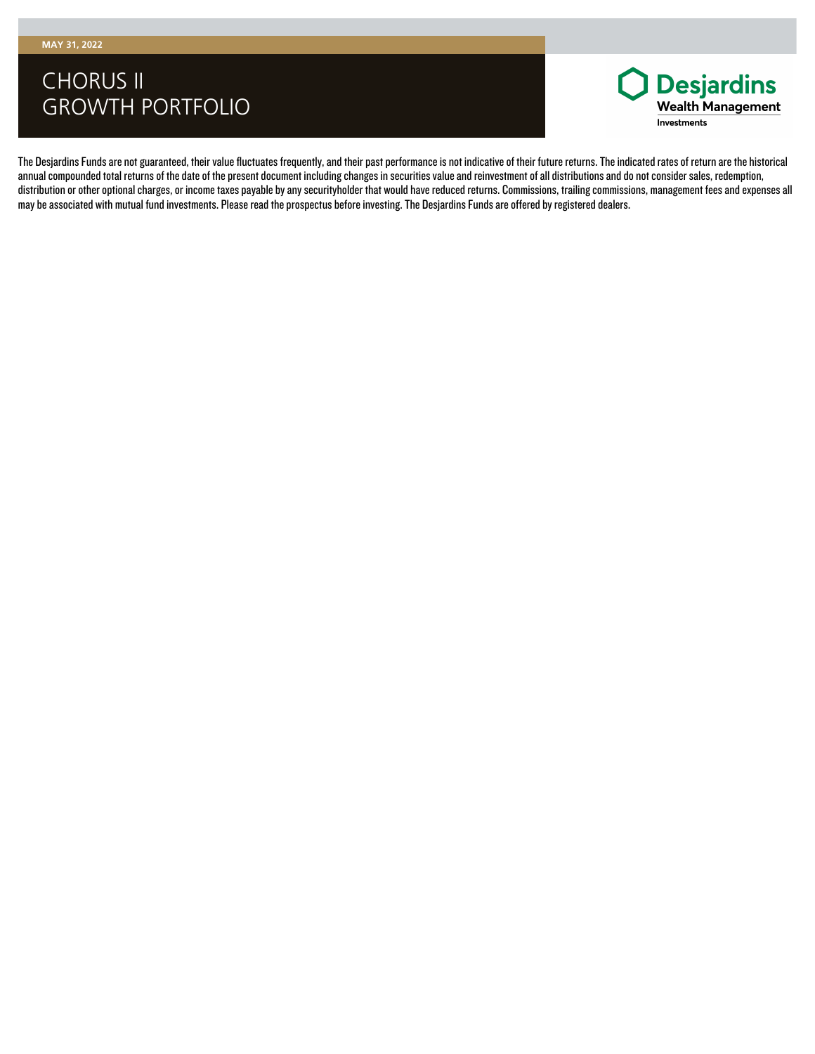MAY 31, 2022

# CHORUS II GROWTH PORTFOLIO

Desjardins Wealth Management Investments

The Desjardins Funds are not guaranteed, their value fluctuates frequently, and their past performance is not indicative of their future returns. The indicated rates of return are the historical annual compounded total returns of the date of the present document including changes in securities value and reinvestment of all distributions and do not consider sales, redemption, distribution or other optional charges, or income taxes payable by any securityholder that would have reduced returns. Commissions, trailing commissions, management fees and expenses all may be associated with mutual fund investments. Please read the prospectus before investing. The Desjardins Funds are offered by registered dealers.